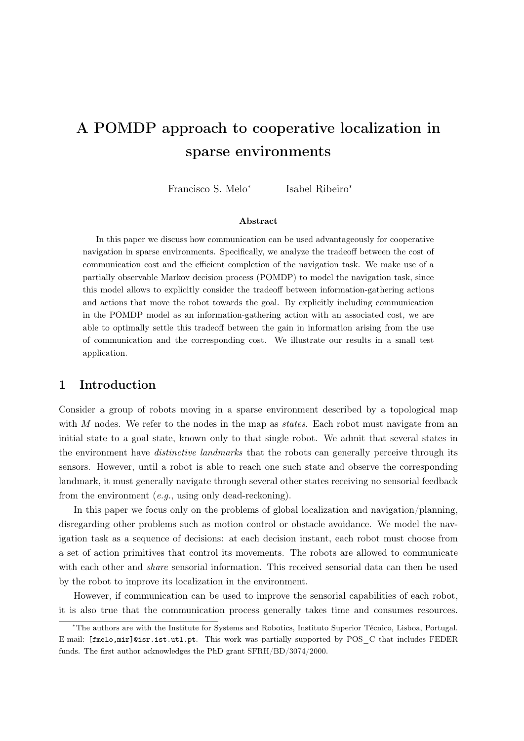# A POMDP approach to cooperative localization in sparse environments

Francisco S. Melo* Isabel Ribeiro*

### Abstract

In this paper we discuss how communication can be used advantageously for cooperative navigation in sparse environments. Specifically, we analyze the tradeoff between the cost of communication cost and the efficient completion of the navigation task. We make use of a partially observable Markov decision process (POMDP) to model the navigation task, since this model allows to explicitly consider the tradeoff between information-gathering actions and actions that move the robot towards the goal. By explicitly including communication in the POMDP model as an information-gathering action with an associated cost, we are able to optimally settle this tradeoff between the gain in information arising from the use of communication and the corresponding cost. We illustrate our results in a small test application.

## 1 Introduction

Consider a group of robots moving in a sparse environment described by a topological map with $M$ nodes. We refer to the nodes in the map as *states*. Each robot must navigate from an initial state to a goal state, known only to that single robot. We admit that several states in the environment have *distinctive landmarks* that the robots can generally perceive through its sensors. However, until a robot is able to reach one such state and observe the corresponding landmark, it must generally navigate through several other states receiving no sensorial feedback from the environment (*e.g.*, using only dead-reckoning).

In this paper we focus only on the problems of global localization and navigation/planning, disregarding other problems such as motion control or obstacle avoidance. We model the navigation task as a sequence of decisions: at each decision instant, each robot must choose from a set of action primitives that control its movements. The robots are allowed to communicate with each other and *share* sensorial information. This received sensorial data can then be used by the robot to improve its localization in the environment.

However, if communication can be used to improve the sensorial capabilities of each robot, it is also true that the communication process generally takes time and consumes resources.

*The authors are with the Institute for Systems and Robotics, Instituto Superior Técnico, Lisboa, Portugal. E-mail: [fmelo,mir]@isr.ist.utl.pt. This work was partially supported by POS_C that includes FEDER funds. The first author acknowledges the PhD grant SFRH/BD/3074/2000.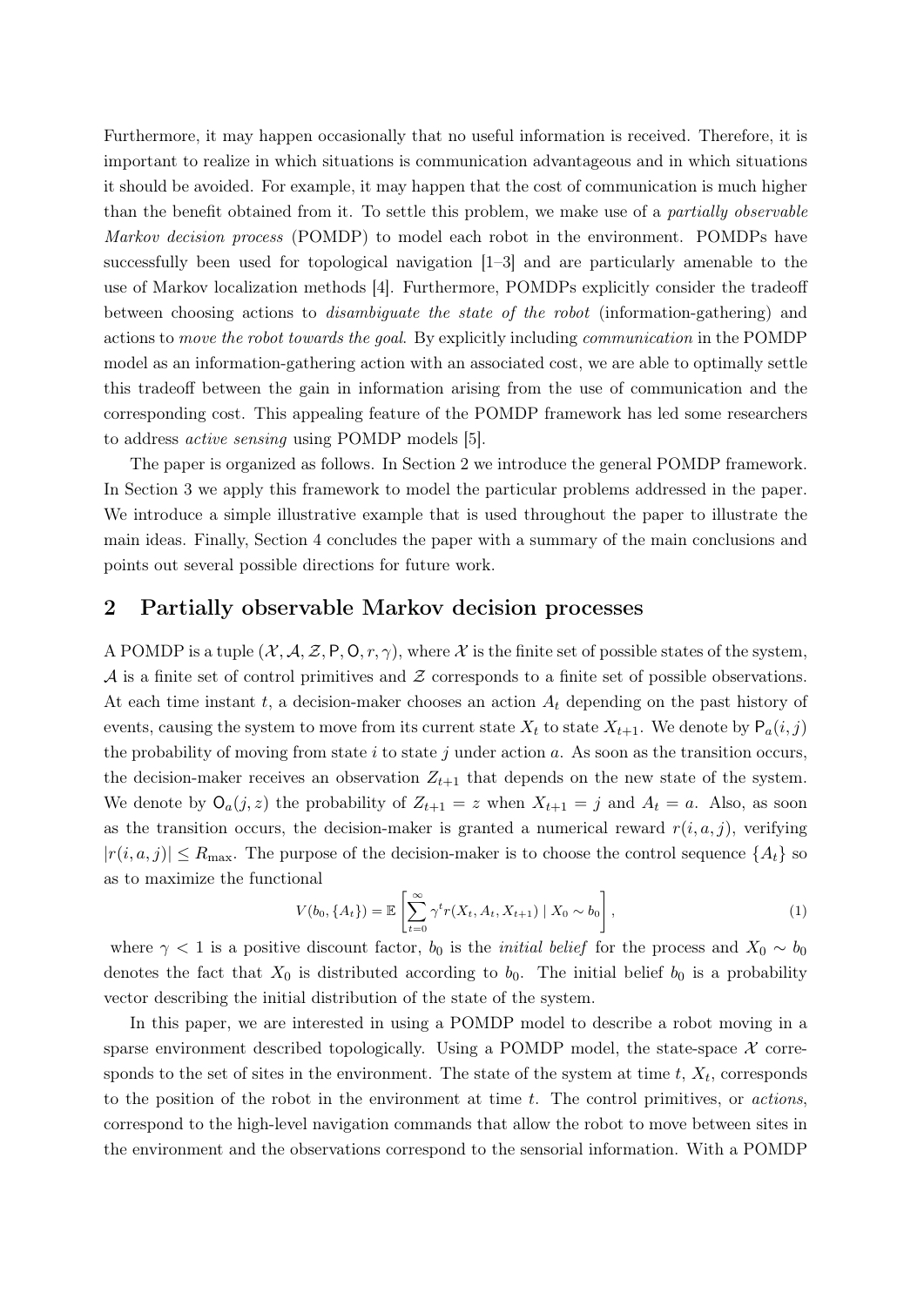Furthermore, it may happen occasionally that no useful information is received. Therefore, it is important to realize in which situations is communication advantageous and in which situations it should be avoided. For example, it may happen that the cost of communication is much higher than the benefit obtained from it. To settle this problem, we make use of a *partially observable Markov decision process* (POMDP) to model each robot in the environment. POMDPs have successfully been used for topological navigation [1–3] and are particularly amenable to the use of Markov localization methods [4]. Furthermore, POMDPs explicitly consider the tradeoff between choosing actions to *disambiguate the state of the robot* (information-gathering) and actions to *move the robot towards the goal*. By explicitly including *communication* in the POMDP model as an information-gathering action with an associated cost, we are able to optimally settle this tradeoff between the gain in information arising from the use of communication and the corresponding cost. This appealing feature of the POMDP framework has led some researchers to address *active sensing* using POMDP models [5].

The paper is organized as follows. In Section 2 we introduce the general POMDP framework. In Section 3 we apply this framework to model the particular problems addressed in the paper. We introduce a simple illustrative example that is used throughout the paper to illustrate the main ideas. Finally, Section 4 concludes the paper with a summary of the main conclusions and points out several possible directions for future work.

## 2 Partially observable Markov decision processes

A POMDP is a tuple $(\mathcal{X}, \mathcal{A}, \mathcal{Z}, \mathsf{P}, \mathsf{O}, r, \gamma)$, where $\mathcal{X}$ is the finite set of possible states of the system, $\mathcal{A}$ is a finite set of control primitives and $\mathcal{Z}$ corresponds to a finite set of possible observations. At each time instant $t$, a decision-maker chooses an action $A_t$ depending on the past history of events, causing the system to move from its current state $X_t$ to state $X_{t+1}$. We denote by $\mathsf{P}_a(i, j)$ the probability of moving from state $i$ to state $j$ under action $a$. As soon as the transition occurs, the decision-maker receives an observation $Z_{t+1}$ that depends on the new state of the system. We denote by $\mathsf{O}_a(j, z)$ the probability of $Z_{t+1} = z$ when $X_{t+1} = j$ and $A_t = a$. Also, as soon as the transition occurs, the decision-maker is granted a numerical reward $r(i, a, j)$, verifying $|r(i, a, j)| \leq R_{\max}$. The purpose of the decision-maker is to choose the control sequence $\{A_t\}$ so as to maximize the functional

$$V(b_0, \{A_t\}) = \mathbb{E}\left[\sum_{t=0}^{\infty} \gamma^t r(X_t, A_t, X_{t+1}) \mid X_0 \sim b_0\right], \tag{1}$$

where $\gamma < 1$ is a positive discount factor, $b_0$ is the *initial belief* for the process and $X_0 \sim b_0$ denotes the fact that $X_0$ is distributed according to $b_0$. The initial belief $b_0$ is a probability vector describing the initial distribution of the state of the system.

In this paper, we are interested in using a POMDP model to describe a robot moving in a sparse environment described topologically. Using a POMDP model, the state-space $\mathcal{X}$ corresponds to the set of sites in the environment. The state of the system at time $t$, $X_t$, corresponds to the position of the robot in the environment at time $t$. The control primitives, or *actions*, correspond to the high-level navigation commands that allow the robot to move between sites in the environment and the observations correspond to the sensorial information. With a POMDP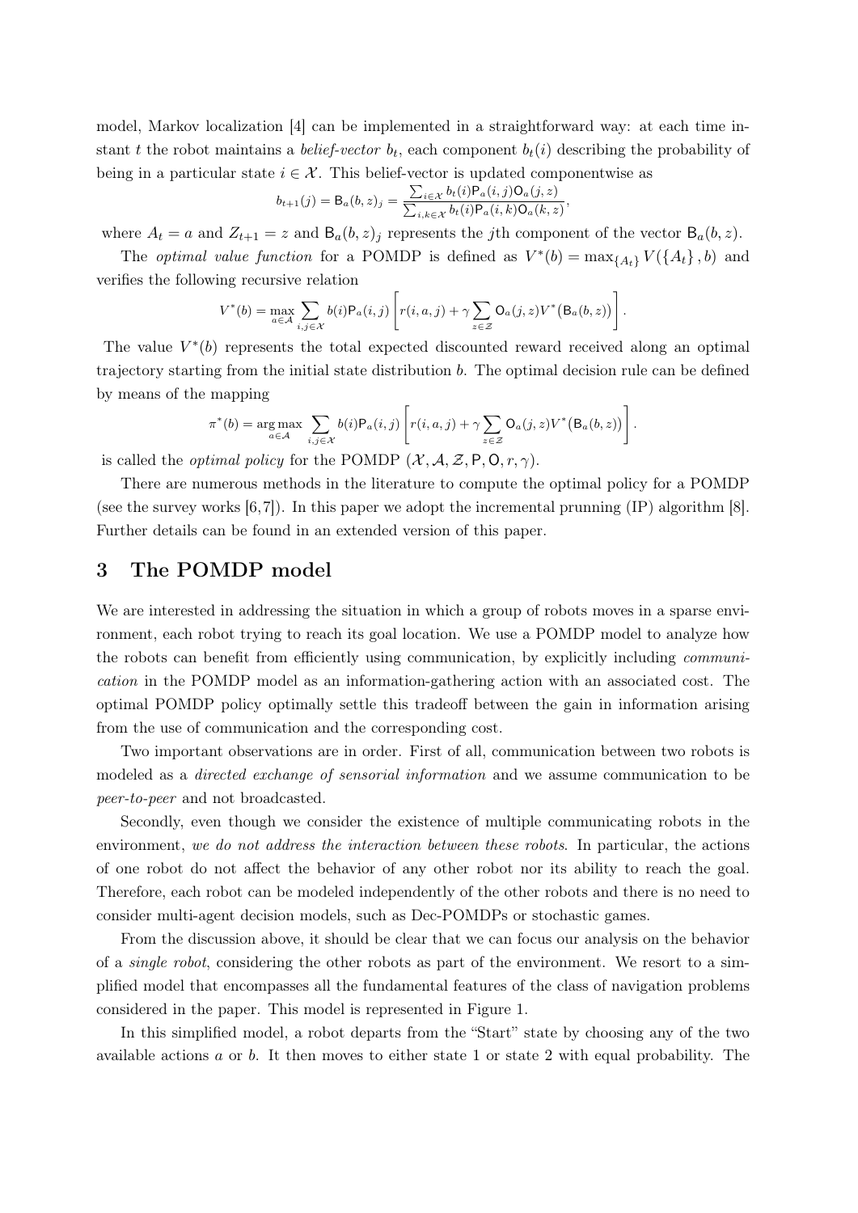model, Markov localization [4] can be implemented in a straightforward way: at each time instant $t$ the robot maintains a *belief-vector* $b_t$, each component $b_t(i)$ describing the probability of being in a particular state $i \in \mathcal{X}$. This belief-vector is updated componentwise as

$$b_{t+1}(j) = \mathsf{B}_a(b, z)_j = \frac{\sum_{i \in \mathcal{X}} b_t(i) \mathsf{P}_a(i, j) \mathsf{O}_a(j, z)}{\sum_{i,k \in \mathcal{X}} b_t(i) \mathsf{P}_a(i, k) \mathsf{O}_a(k, z)},$$

where $A_t = a$ and $Z_{t+1} = z$ and $\mathsf{B}_a(b, z)_j$ represents the $j$th component of the vector $\mathsf{B}_a(b, z)$.

The *optimal value function* for a POMDP is defined as $V^*(b) = \max_{\{A_t\}} V(\{A_t\}, b)$ and verifies the following recursive relation

$$V^*(b) = \max_{a \in \mathcal{A}} \sum_{i,j \in \mathcal{X}} b(i) \mathsf{P}_a(i, j) \left[ r(i, a, j) + \gamma \sum_{z \in \mathcal{Z}} \mathsf{O}_a(j, z) V^*\big(\mathsf{B}_a(b, z)\big) \right].$$

The value $V^*(b)$ represents the total expected discounted reward received along an optimal trajectory starting from the initial state distribution $b$. The optimal decision rule can be defined by means of the mapping

$$\pi^*(b) = \operatorname*{arg\,max}_{a \in \mathcal{A}} \sum_{i,j \in \mathcal{X}} b(i) \mathsf{P}_a(i, j) \left[ r(i, a, j) + \gamma \sum_{z \in \mathcal{Z}} \mathsf{O}_a(j, z) V^*\big(\mathsf{B}_a(b, z)\big) \right].$$

is called the *optimal policy* for the POMDP $(\mathcal{X}, \mathcal{A}, \mathcal{Z}, \mathsf{P}, \mathsf{O}, r, \gamma)$.

There are numerous methods in the literature to compute the optimal policy for a POMDP (see the survey works [6,7]). In this paper we adopt the incremental prunning (IP) algorithm [8]. Further details can be found in an extended version of this paper.

## 3 The POMDP model

We are interested in addressing the situation in which a group of robots moves in a sparse environment, each robot trying to reach its goal location. We use a POMDP model to analyze how the robots can benefit from efficiently using communication, by explicitly including *communication* in the POMDP model as an information-gathering action with an associated cost. The optimal POMDP policy optimally settle this tradeoff between the gain in information arising from the use of communication and the corresponding cost.

Two important observations are in order. First of all, communication between two robots is modeled as a *directed exchange of sensorial information* and we assume communication to be *peer-to-peer* and not broadcasted.

Secondly, even though we consider the existence of multiple communicating robots in the environment, *we do not address the interaction between these robots*. In particular, the actions of one robot do not affect the behavior of any other robot nor its ability to reach the goal. Therefore, each robot can be modeled independently of the other robots and there is no need to consider multi-agent decision models, such as Dec-POMDPs or stochastic games.

From the discussion above, it should be clear that we can focus our analysis on the behavior of a *single robot*, considering the other robots as part of the environment. We resort to a simplified model that encompasses all the fundamental features of the class of navigation problems considered in the paper. This model is represented in Figure 1.

In this simplified model, a robot departs from the "Start" state by choosing any of the two available actions $a$ or $b$. It then moves to either state 1 or state 2 with equal probability. The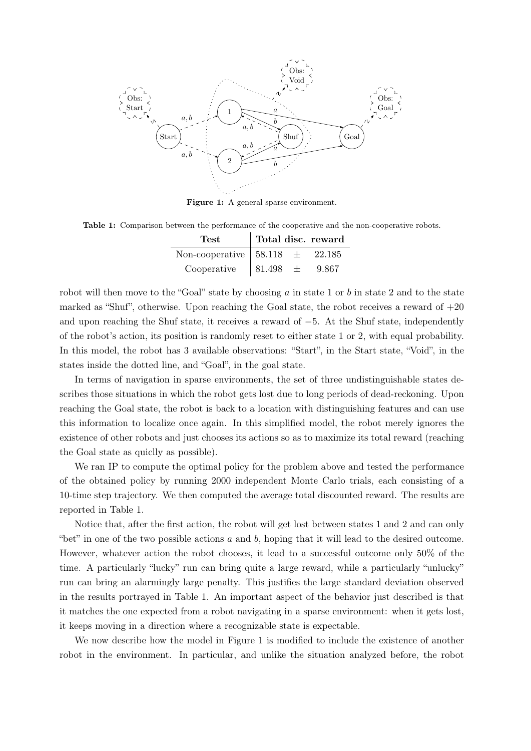**Figure 1:** A general sparse environment.

**Table 1:** Comparison between the performance of the cooperative and the non-cooperative robots.

| Test | Total disc. reward |
|---|---|
| Non-cooperative | 58.118 ± 22.185 |
| Cooperative | 81.498 ± 9.867 |

robot will then move to the "Goal" state by choosing $a$ in state 1 or $b$ in state 2 and to the state marked as "Shuf", otherwise. Upon reaching the Goal state, the robot receives a reward of $+20$ and upon reaching the Shuf state, it receives a reward of $-5$. At the Shuf state, independently of the robot's action, its position is randomly reset to either state 1 or 2, with equal probability. In this model, the robot has 3 available observations: "Start", in the Start state, "Void", in the states inside the dotted line, and "Goal", in the goal state.

In terms of navigation in sparse environments, the set of three undistinguishable states describes those situations in which the robot gets lost due to long periods of dead-reckoning. Upon reaching the Goal state, the robot is back to a location with distinguishing features and can use this information to localize once again. In this simplified model, the robot merely ignores the existence of other robots and just chooses its actions so as to maximize its total reward (reaching the Goal state as quiclly as possible).

We ran IP to compute the optimal policy for the problem above and tested the performance of the obtained policy by running 2000 independent Monte Carlo trials, each consisting of a 10-time step trajectory. We then computed the average total discounted reward. The results are reported in Table 1.

Notice that, after the first action, the robot will get lost between states 1 and 2 and can only "bet" in one of the two possible actions $a$ and $b$, hoping that it will lead to the desired outcome. However, whatever action the robot chooses, it lead to a successful outcome only 50% of the time. A particularly "lucky" run can bring quite a large reward, while a particularly "unlucky" run can bring an alarmingly large penalty. This justifies the large standard deviation observed in the results portrayed in Table 1. An important aspect of the behavior just described is that it matches the one expected from a robot navigating in a sparse environment: when it gets lost, it keeps moving in a direction where a recognizable state is expectable.

We now describe how the model in Figure 1 is modified to include the existence of another robot in the environment. In particular, and unlike the situation analyzed before, the robot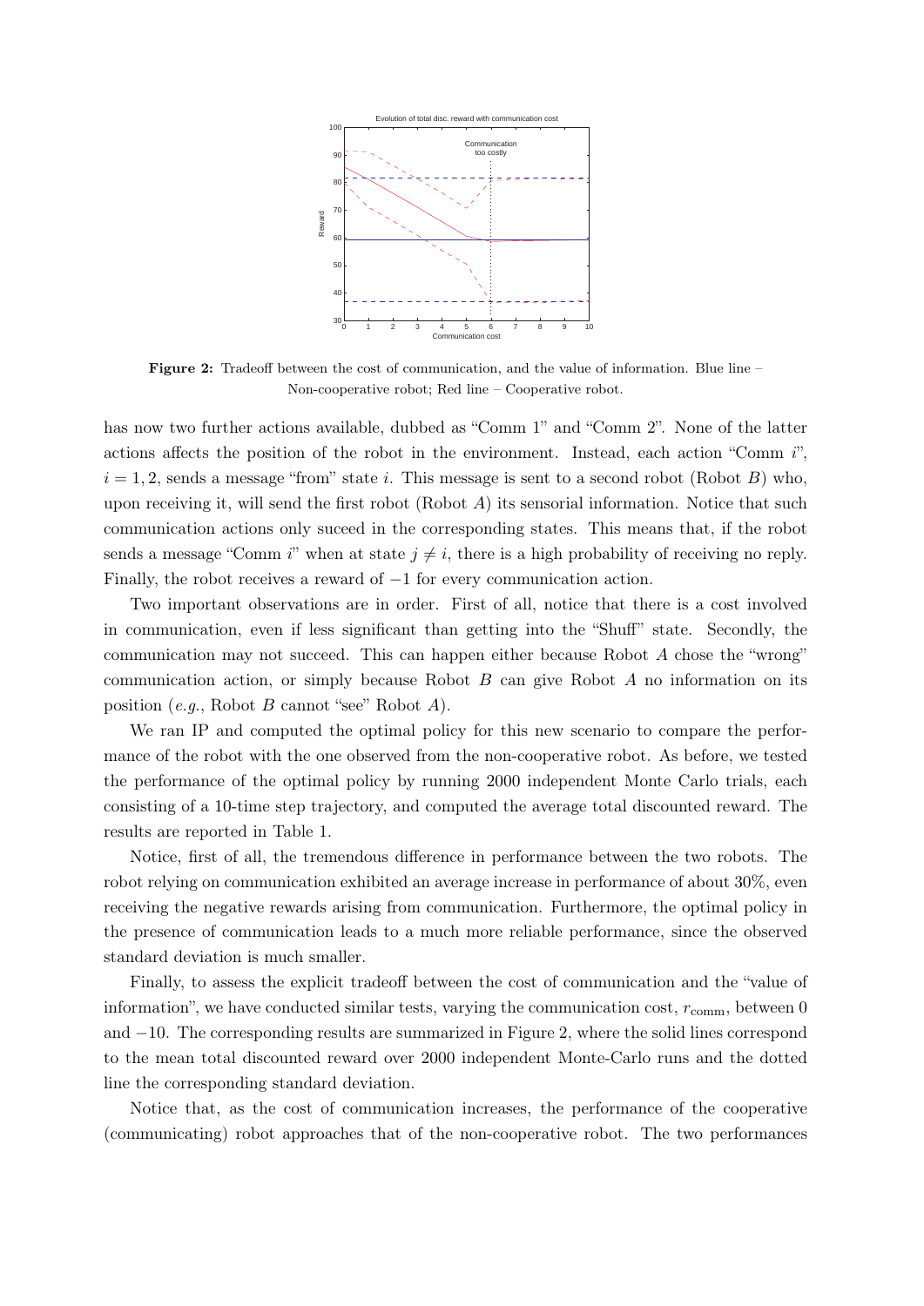**Figure 2:** Tradeoff between the cost of communication, and the value of information. Blue line – Non-cooperative robot; Red line – Cooperative robot.

has now two further actions available, dubbed as "Comm 1" and "Comm 2". None of the latter actions affects the position of the robot in the environment. Instead, each action "Comm $i$", $i = 1, 2$, sends a message "from" state $i$. This message is sent to a second robot (Robot $B$) who, upon receiving it, will send the first robot (Robot $A$) its sensorial information. Notice that such communication actions only suceed in the corresponding states. This means that, if the robot sends a message "Comm $i$" when at state $j \neq i$, there is a high probability of receiving no reply. Finally, the robot receives a reward of $-1$ for every communication action.

Two important observations are in order. First of all, notice that there is a cost involved in communication, even if less significant than getting into the "Shuff" state. Secondly, the communication may not succeed. This can happen either because Robot $A$ chose the "wrong" communication action, or simply because Robot $B$ can give Robot $A$ no information on its position (*e.g.*, Robot $B$ cannot "see" Robot $A$).

We ran IP and computed the optimal policy for this new scenario to compare the performance of the robot with the one observed from the non-cooperative robot. As before, we tested the performance of the optimal policy by running 2000 independent Monte Carlo trials, each consisting of a 10-time step trajectory, and computed the average total discounted reward. The results are reported in Table 1.

Notice, first of all, the tremendous difference in performance between the two robots. The robot relying on communication exhibited an average increase in performance of about 30%, even receiving the negative rewards arising from communication. Furthermore, the optimal policy in the presence of communication leads to a much more reliable performance, since the observed standard deviation is much smaller.

Finally, to assess the explicit tradeoff between the cost of communication and the "value of information", we have conducted similar tests, varying the communication cost, $r_{\text{comm}}$, between 0 and $-10$. The corresponding results are summarized in Figure 2, where the solid lines correspond to the mean total discounted reward over 2000 independent Monte-Carlo runs and the dotted line the corresponding standard deviation.

Notice that, as the cost of communication increases, the performance of the cooperative (communicating) robot approaches that of the non-cooperative robot. The two performances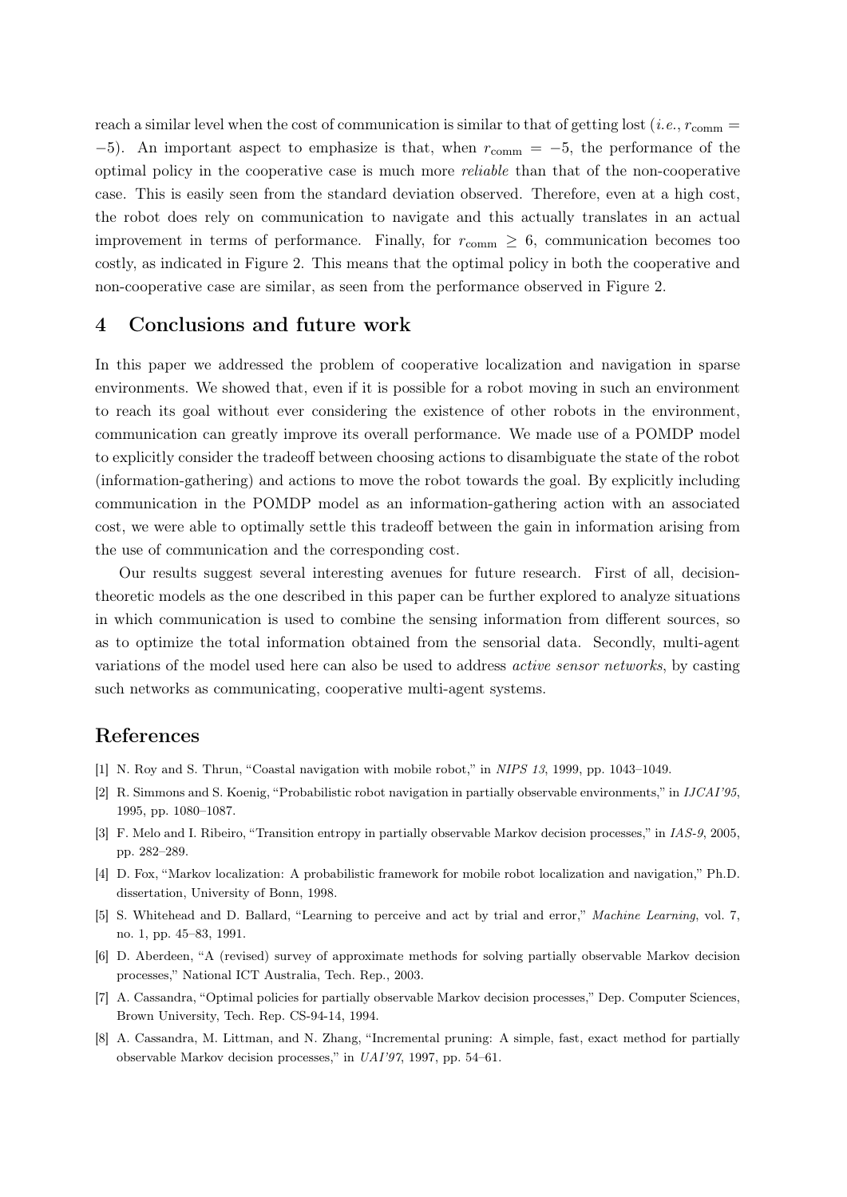reach a similar level when the cost of communication is similar to that of getting lost (*i.e.*, $r_{\text{comm}} = -5$). An important aspect to emphasize is that, when $r_{\text{comm}} = -5$, the performance of the optimal policy in the cooperative case is much more *reliable* than that of the non-cooperative case. This is easily seen from the standard deviation observed. Therefore, even at a high cost, the robot does rely on communication to navigate and this actually translates in an actual improvement in terms of performance. Finally, for $r_{\text{comm}} \geq 6$, communication becomes too costly, as indicated in Figure 2. This means that the optimal policy in both the cooperative and non-cooperative case are similar, as seen from the performance observed in Figure 2.

## 4 Conclusions and future work

In this paper we addressed the problem of cooperative localization and navigation in sparse environments. We showed that, even if it is possible for a robot moving in such an environment to reach its goal without ever considering the existence of other robots in the environment, communication can greatly improve its overall performance. We made use of a POMDP model to explicitly consider the tradeoff between choosing actions to disambiguate the state of the robot (information-gathering) and actions to move the robot towards the goal. By explicitly including communication in the POMDP model as an information-gathering action with an associated cost, we were able to optimally settle this tradeoff between the gain in information arising from the use of communication and the corresponding cost.

Our results suggest several interesting avenues for future research. First of all, decision-theoretic models as the one described in this paper can be further explored to analyze situations in which communication is used to combine the sensing information from different sources, so as to optimize the total information obtained from the sensorial data. Secondly, multi-agent variations of the model used here can also be used to address *active sensor networks*, by casting such networks as communicating, cooperative multi-agent systems.

## References

[1] N. Roy and S. Thrun, "Coastal navigation with mobile robot," in *NIPS 13*, 1999, pp. 1043–1049.

[2] R. Simmons and S. Koenig, "Probabilistic robot navigation in partially observable environments," in *IJCAI'95*, 1995, pp. 1080–1087.

[3] F. Melo and I. Ribeiro, "Transition entropy in partially observable Markov decision processes," in *IAS-9*, 2005, pp. 282–289.

[4] D. Fox, "Markov localization: A probabilistic framework for mobile robot localization and navigation," Ph.D. dissertation, University of Bonn, 1998.

[5] S. Whitehead and D. Ballard, "Learning to perceive and act by trial and error," *Machine Learning*, vol. 7, no. 1, pp. 45–83, 1991.

[6] D. Aberdeen, "A (revised) survey of approximate methods for solving partially observable Markov decision processes," National ICT Australia, Tech. Rep., 2003.

[7] A. Cassandra, "Optimal policies for partially observable Markov decision processes," Dep. Computer Sciences, Brown University, Tech. Rep. CS-94-14, 1994.

[8] A. Cassandra, M. Littman, and N. Zhang, "Incremental pruning: A simple, fast, exact method for partially observable Markov decision processes," in *UAI'97*, 1997, pp. 54–61.